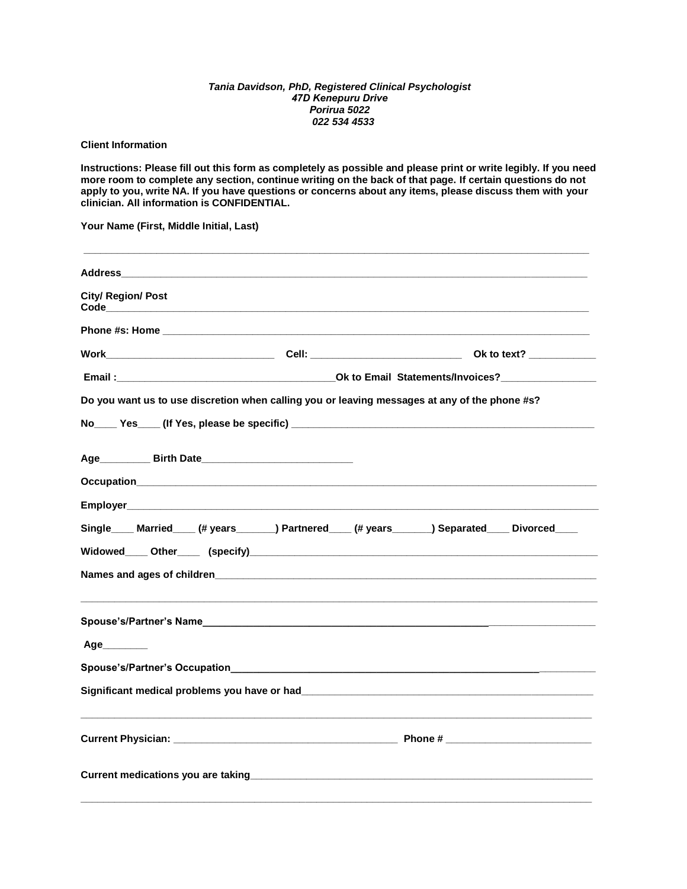***Tania Davidson, PhD, Registered Clinical Psychologist***
***47D Kenepuru Drive***
***Porirua 5022***
***022 534 4533***

**Client Information**

**Instructions: Please fill out this form as completely as possible and please print or write legibly. If you need more room to complete any section, continue writing on the back of that page. If certain questions do not apply to you, write NA. If you have questions or concerns about any items, please discuss them with your clinician. All information is CONFIDENTIAL.**

**Your Name (First, Middle Initial, Last)**

_______________________________________________________________________________

**Address**_______________________________________________________________________

**City/ Region/ Post Code**_______________________________________________________________

**Phone #s: Home** ____________________________________________________________________

**Work**___________________________ **Cell:** _________________________ **Ok to text?** ___________

**Email :**___________________________________**Ok to Email Statements/Invoices?**________________

**Do you want us to use discretion when calling you or leaving messages at any of the phone #s?**

**No____ Yes____ (If Yes, please be specific)** __________________________________________________

**Age_________ Birth Date__________________________**

**Occupation**_____________________________________________________________________

**Employer**_______________________________________________________________________

**Single____ Married____ (# years_______) Partnered____ (# years_______) Separated____ Divorced____**

**Widowed____ Other____ (specify)**__________________________________________________________

**Names and ages of children**_________________________________________________________

_______________________________________________________________________________

**Spouse's/Partner's Name**___________________________________________________________

**Age________**

**Spouse's/Partner's Occupation**______________________________________________________

**Significant medical problems you have or had**__________________________________________

_______________________________________________________________________________

**Current Physician:** ______________________________________ **Phone #** ________________________

**Current medications you are taking**__________________________________________________

_______________________________________________________________________________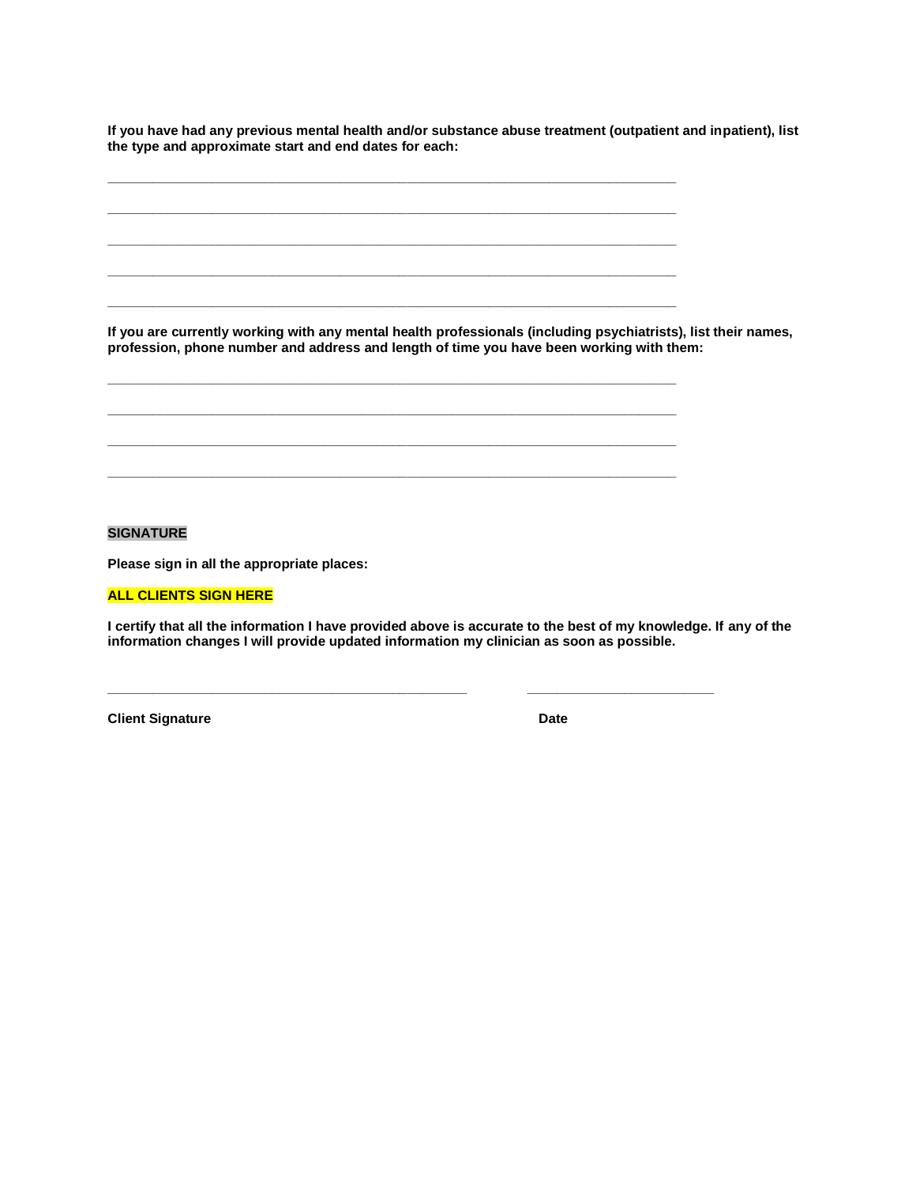**If you have had any previous mental health and/or substance abuse treatment (outpatient and inpatient), list the type and approximate start and end dates for each:**

\_\_\_\_\_\_\_\_\_\_\_\_\_\_\_\_\_\_\_\_\_\_\_\_\_\_\_\_\_\_\_\_\_\_\_\_\_\_\_\_\_\_\_\_\_\_\_\_\_\_\_\_\_\_\_\_\_\_\_\_\_\_\_\_\_\_\_\_\_\_

\_\_\_\_\_\_\_\_\_\_\_\_\_\_\_\_\_\_\_\_\_\_\_\_\_\_\_\_\_\_\_\_\_\_\_\_\_\_\_\_\_\_\_\_\_\_\_\_\_\_\_\_\_\_\_\_\_\_\_\_\_\_\_\_\_\_\_\_\_\_

\_\_\_\_\_\_\_\_\_\_\_\_\_\_\_\_\_\_\_\_\_\_\_\_\_\_\_\_\_\_\_\_\_\_\_\_\_\_\_\_\_\_\_\_\_\_\_\_\_\_\_\_\_\_\_\_\_\_\_\_\_\_\_\_\_\_\_\_\_\_

\_\_\_\_\_\_\_\_\_\_\_\_\_\_\_\_\_\_\_\_\_\_\_\_\_\_\_\_\_\_\_\_\_\_\_\_\_\_\_\_\_\_\_\_\_\_\_\_\_\_\_\_\_\_\_\_\_\_\_\_\_\_\_\_\_\_\_\_\_\_

\_\_\_\_\_\_\_\_\_\_\_\_\_\_\_\_\_\_\_\_\_\_\_\_\_\_\_\_\_\_\_\_\_\_\_\_\_\_\_\_\_\_\_\_\_\_\_\_\_\_\_\_\_\_\_\_\_\_\_\_\_\_\_\_\_\_\_\_\_\_

**If you are currently working with any mental health professionals (including psychiatrists), list their names, profession, phone number and address and length of time you have been working with them:**

\_\_\_\_\_\_\_\_\_\_\_\_\_\_\_\_\_\_\_\_\_\_\_\_\_\_\_\_\_\_\_\_\_\_\_\_\_\_\_\_\_\_\_\_\_\_\_\_\_\_\_\_\_\_\_\_\_\_\_\_\_\_\_\_\_\_\_\_\_\_

\_\_\_\_\_\_\_\_\_\_\_\_\_\_\_\_\_\_\_\_\_\_\_\_\_\_\_\_\_\_\_\_\_\_\_\_\_\_\_\_\_\_\_\_\_\_\_\_\_\_\_\_\_\_\_\_\_\_\_\_\_\_\_\_\_\_\_\_\_\_

\_\_\_\_\_\_\_\_\_\_\_\_\_\_\_\_\_\_\_\_\_\_\_\_\_\_\_\_\_\_\_\_\_\_\_\_\_\_\_\_\_\_\_\_\_\_\_\_\_\_\_\_\_\_\_\_\_\_\_\_\_\_\_\_\_\_\_\_\_\_

\_\_\_\_\_\_\_\_\_\_\_\_\_\_\_\_\_\_\_\_\_\_\_\_\_\_\_\_\_\_\_\_\_\_\_\_\_\_\_\_\_\_\_\_\_\_\_\_\_\_\_\_\_\_\_\_\_\_\_\_\_\_\_\_\_\_\_\_\_\_

## SIGNATURE

**Please sign in all the appropriate places:**

**ALL CLIENTS SIGN HERE**

**I certify that all the information I have provided above is accurate to the best of my knowledge. If any of the information changes I will provide updated information my clinician as soon as possible.**

\_\_\_\_\_\_\_\_\_\_\_\_\_\_\_\_\_\_\_\_\_\_\_\_\_\_\_\_\_\_\_\_\_\_\_\_\_\_\_\_\_\_\_\_\_\_ \_\_\_\_\_\_\_\_\_\_\_\_\_\_\_\_\_\_\_\_\_\_\_\_\_\_

**Client Signature** **Date**